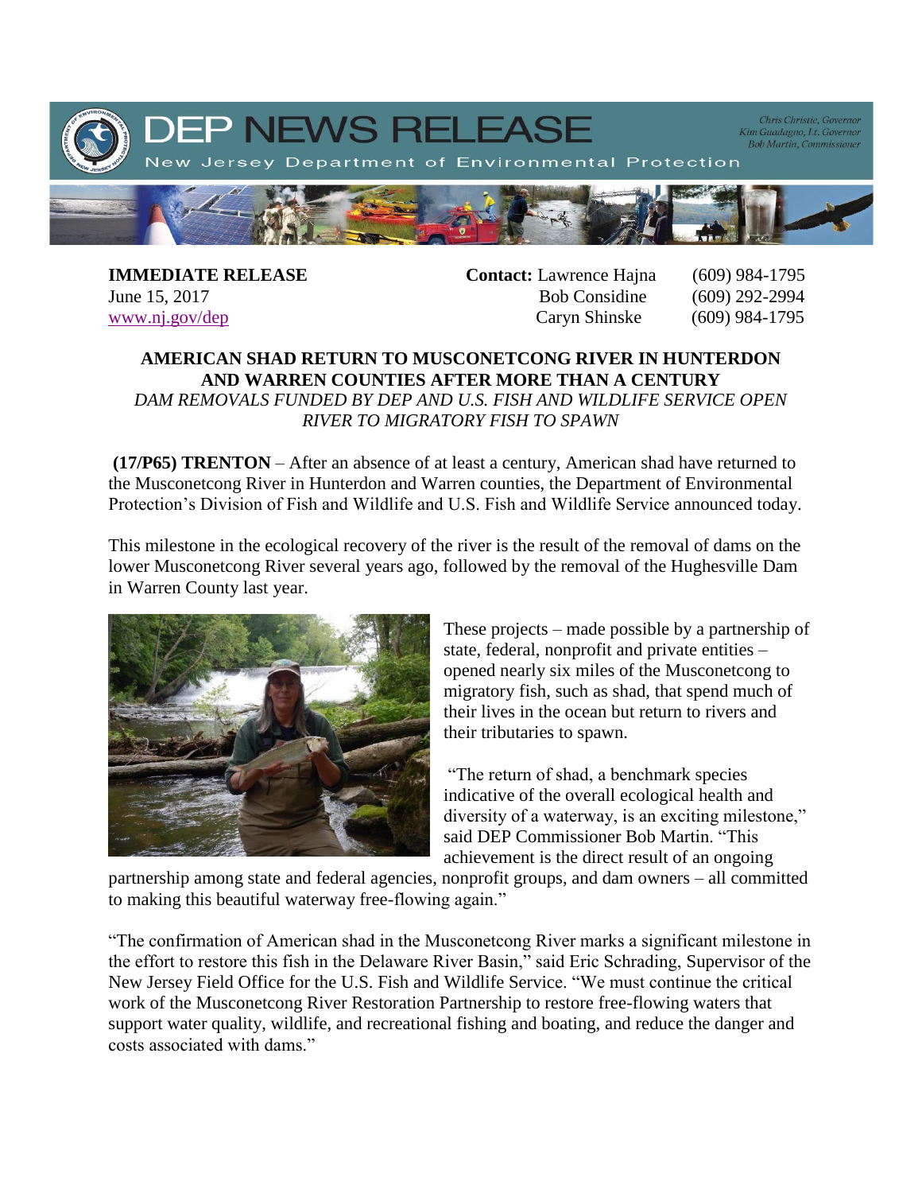# DEP NEWS RELEASE

New Jersey Department of Environmental Protection

*Chris Christie, Governor*
*Kim Guadagno, Lt. Governor*
*Bob Martin, Commissioner*

**IMMEDIATE RELEASE**
June 15, 2017
www.nj.gov/dep

**Contact:** Lawrence Hajna (609) 984-1795
Bob Considine (609) 292-2994
Caryn Shinske (609) 984-1795

**AMERICAN SHAD RETURN TO MUSCONETCONG RIVER IN HUNTERDON AND WARREN COUNTIES AFTER MORE THAN A CENTURY**

*DAM REMOVALS FUNDED BY DEP AND U.S. FISH AND WILDLIFE SERVICE OPEN RIVER TO MIGRATORY FISH TO SPAWN*

**(17/P65) TRENTON** – After an absence of at least a century, American shad have returned to the Musconetcong River in Hunterdon and Warren counties, the Department of Environmental Protection's Division of Fish and Wildlife and U.S. Fish and Wildlife Service announced today.

This milestone in the ecological recovery of the river is the result of the removal of dams on the lower Musconetcong River several years ago, followed by the removal of the Hughesville Dam in Warren County last year.

These projects – made possible by a partnership of state, federal, nonprofit and private entities – opened nearly six miles of the Musconetcong to migratory fish, such as shad, that spend much of their lives in the ocean but return to rivers and their tributaries to spawn.

"The return of shad, a benchmark species indicative of the overall ecological health and diversity of a waterway, is an exciting milestone," said DEP Commissioner Bob Martin. "This achievement is the direct result of an ongoing partnership among state and federal agencies, nonprofit groups, and dam owners – all committed to making this beautiful waterway free-flowing again."

"The confirmation of American shad in the Musconetcong River marks a significant milestone in the effort to restore this fish in the Delaware River Basin," said Eric Schrading, Supervisor of the New Jersey Field Office for the U.S. Fish and Wildlife Service. "We must continue the critical work of the Musconetcong River Restoration Partnership to restore free-flowing waters that support water quality, wildlife, and recreational fishing and boating, and reduce the danger and costs associated with dams."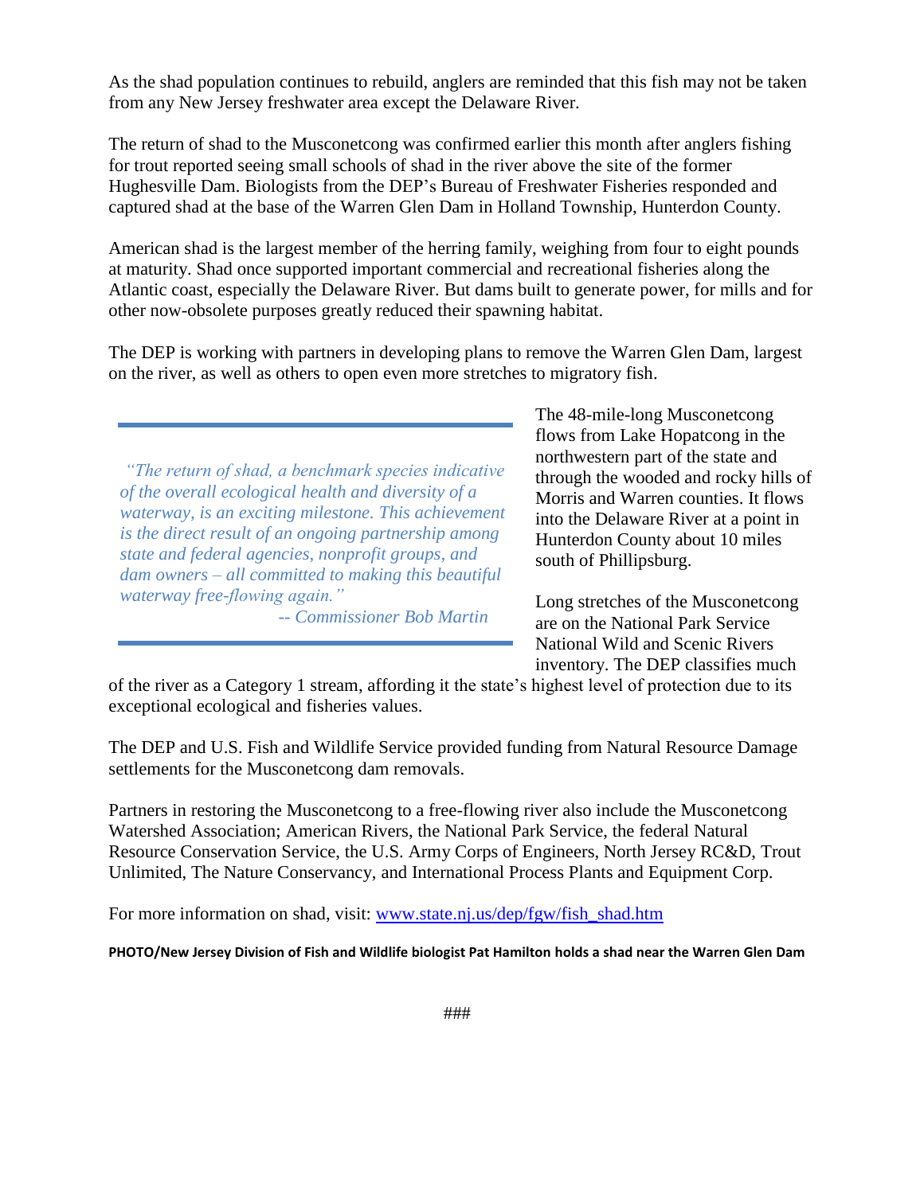As the shad population continues to rebuild, anglers are reminded that this fish may not be taken from any New Jersey freshwater area except the Delaware River.

The return of shad to the Musconetcong was confirmed earlier this month after anglers fishing for trout reported seeing small schools of shad in the river above the site of the former Hughesville Dam. Biologists from the DEP's Bureau of Freshwater Fisheries responded and captured shad at the base of the Warren Glen Dam in Holland Township, Hunterdon County.

American shad is the largest member of the herring family, weighing from four to eight pounds at maturity. Shad once supported important commercial and recreational fisheries along the Atlantic coast, especially the Delaware River. But dams built to generate power, for mills and for other now-obsolete purposes greatly reduced their spawning habitat.

The DEP is working with partners in developing plans to remove the Warren Glen Dam, largest on the river, as well as others to open even more stretches to migratory fish.

> *"The return of shad, a benchmark species indicative of the overall ecological health and diversity of a waterway, is an exciting milestone. This achievement is the direct result of an ongoing partnership among state and federal agencies, nonprofit groups, and dam owners – all committed to making this beautiful waterway free-flowing again."*
>
> *-- Commissioner Bob Martin*

The 48-mile-long Musconetcong flows from Lake Hopatcong in the northwestern part of the state and through the wooded and rocky hills of Morris and Warren counties. It flows into the Delaware River at a point in Hunterdon County about 10 miles south of Phillipsburg.

Long stretches of the Musconetcong are on the National Park Service National Wild and Scenic Rivers inventory. The DEP classifies much of the river as a Category 1 stream, affording it the state's highest level of protection due to its exceptional ecological and fisheries values.

The DEP and U.S. Fish and Wildlife Service provided funding from Natural Resource Damage settlements for the Musconetcong dam removals.

Partners in restoring the Musconetcong to a free-flowing river also include the Musconetcong Watershed Association; American Rivers, the National Park Service, the federal Natural Resource Conservation Service, the U.S. Army Corps of Engineers, North Jersey RC&D, Trout Unlimited, The Nature Conservancy, and International Process Plants and Equipment Corp.

For more information on shad, visit: [www.state.nj.us/dep/fgw/fish_shad.htm](http://www.state.nj.us/dep/fgw/fish_shad.htm)

**PHOTO/New Jersey Division of Fish and Wildlife biologist Pat Hamilton holds a shad near the Warren Glen Dam**

###